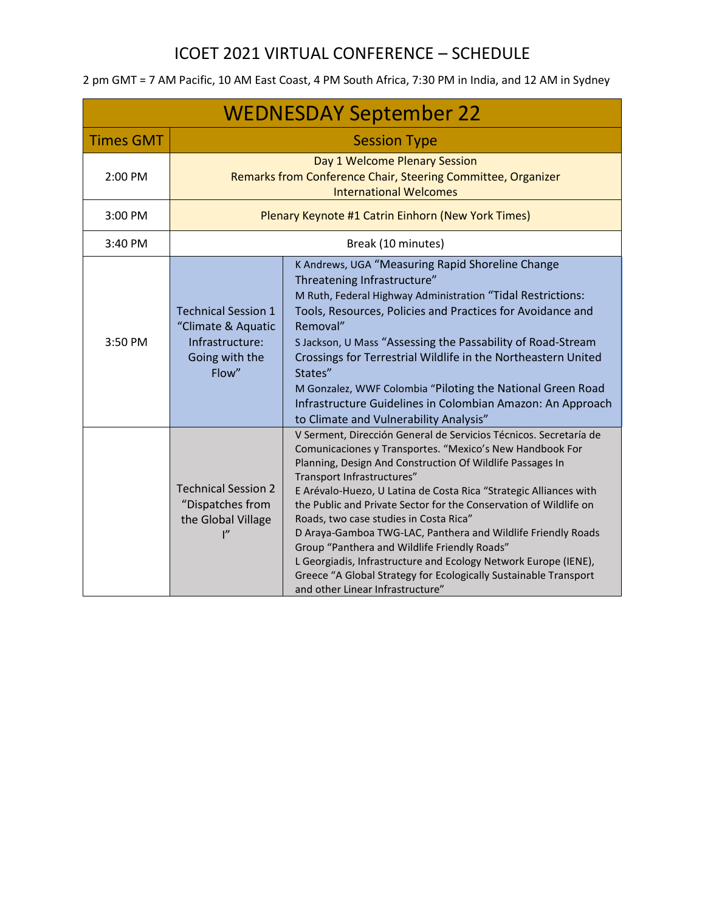# ICOET 2021 VIRTUAL CONFERENCE – SCHEDULE

2 pm GMT = 7 AM Pacific, 10 AM East Coast, 4 PM South Africa, 7:30 PM in India, and 12 AM in Sydney

| WEDNESDAY September 22 | | |
|---|---|---|
| **Times GMT** | **Session Type** | |
| 2:00 PM | Day 1 Welcome Plenary Session<br>Remarks from Conference Chair, Steering Committee, Organizer<br>International Welcomes | |
| 3:00 PM | Plenary Keynote #1 Catrin Einhorn (New York Times) | |
| 3:40 PM | Break (10 minutes) | |
| 3:50 PM | Technical Session 1 "Climate & Aquatic Infrastructure: Going with the Flow" | K Andrews, UGA "Measuring Rapid Shoreline Change Threatening Infrastructure"<br>M Ruth, Federal Highway Administration "Tidal Restrictions: Tools, Resources, Policies and Practices for Avoidance and Removal"<br>S Jackson, U Mass "Assessing the Passability of Road-Stream Crossings for Terrestrial Wildlife in the Northeastern United States"<br>M Gonzalez, WWF Colombia "Piloting the National Green Road Infrastructure Guidelines in Colombian Amazon: An Approach to Climate and Vulnerability Analysis" |
| | Technical Session 2 "Dispatches from the Global Village I" | V Serment, Dirección General de Servicios Técnicos. Secretaría de Comunicaciones y Transportes. "Mexico's New Handbook For Planning, Design And Construction Of Wildlife Passages In Transport Infrastructures"<br>E Arévalo-Huezo, U Latina de Costa Rica "Strategic Alliances with the Public and Private Sector for the Conservation of Wildlife on Roads, two case studies in Costa Rica"<br>D Araya-Gamboa TWG-LAC, Panthera and Wildlife Friendly Roads Group "Panthera and Wildlife Friendly Roads"<br>L Georgiadis, Infrastructure and Ecology Network Europe (IENE), Greece "A Global Strategy for Ecologically Sustainable Transport and other Linear Infrastructure" |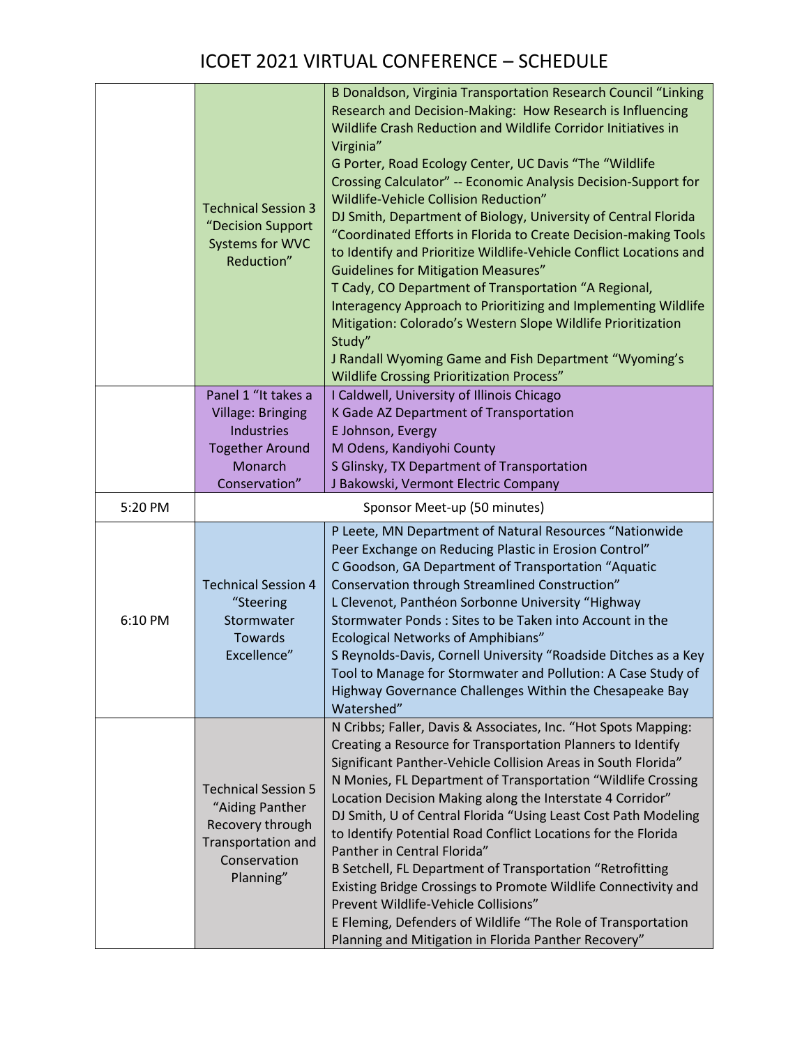# ICOET 2021 VIRTUAL CONFERENCE – SCHEDULE

| | | |
|---|---|---|
| | Technical Session 3 "Decision Support Systems for WVC Reduction" | B Donaldson, Virginia Transportation Research Council "Linking Research and Decision-Making: How Research is Influencing Wildlife Crash Reduction and Wildlife Corridor Initiatives in Virginia"<br>G Porter, Road Ecology Center, UC Davis "The "Wildlife Crossing Calculator" -- Economic Analysis Decision-Support for Wildlife-Vehicle Collision Reduction"<br>DJ Smith, Department of Biology, University of Central Florida "Coordinated Efforts in Florida to Create Decision-making Tools to Identify and Prioritize Wildlife-Vehicle Conflict Locations and Guidelines for Mitigation Measures"<br>T Cady, CO Department of Transportation "A Regional, Interagency Approach to Prioritizing and Implementing Wildlife Mitigation: Colorado's Western Slope Wildlife Prioritization Study"<br>J Randall Wyoming Game and Fish Department "Wyoming's Wildlife Crossing Prioritization Process" |
| | Panel 1 "It takes a Village: Bringing Industries Together Around Monarch Conservation" | I Caldwell, University of Illinois Chicago<br>K Gade AZ Department of Transportation<br>E Johnson, Evergy<br>M Odens, Kandiyohi County<br>S Glinsky, TX Department of Transportation<br>J Bakowski, Vermont Electric Company |
| 5:20 PM | Sponsor Meet-up (50 minutes) | |
| 6:10 PM | Technical Session 4 "Steering Stormwater Towards Excellence" | P Leete, MN Department of Natural Resources "Nationwide Peer Exchange on Reducing Plastic in Erosion Control"<br>C Goodson, GA Department of Transportation "Aquatic Conservation through Streamlined Construction"<br>L Clevenot, Panthéon Sorbonne University "Highway Stormwater Ponds : Sites to be Taken into Account in the Ecological Networks of Amphibians"<br>S Reynolds-Davis, Cornell University "Roadside Ditches as a Key Tool to Manage for Stormwater and Pollution: A Case Study of Highway Governance Challenges Within the Chesapeake Bay Watershed" |
| | Technical Session 5 "Aiding Panther Recovery through Transportation and Conservation Planning" | N Cribbs; Faller, Davis & Associates, Inc. "Hot Spots Mapping: Creating a Resource for Transportation Planners to Identify Significant Panther-Vehicle Collision Areas in South Florida"<br>N Monies, FL Department of Transportation "Wildlife Crossing Location Decision Making along the Interstate 4 Corridor"<br>DJ Smith, U of Central Florida "Using Least Cost Path Modeling to Identify Potential Road Conflict Locations for the Florida Panther in Central Florida"<br>B Setchell, FL Department of Transportation "Retrofitting Existing Bridge Crossings to Promote Wildlife Connectivity and Prevent Wildlife-Vehicle Collisions"<br>E Fleming, Defenders of Wildlife "The Role of Transportation Planning and Mitigation in Florida Panther Recovery" |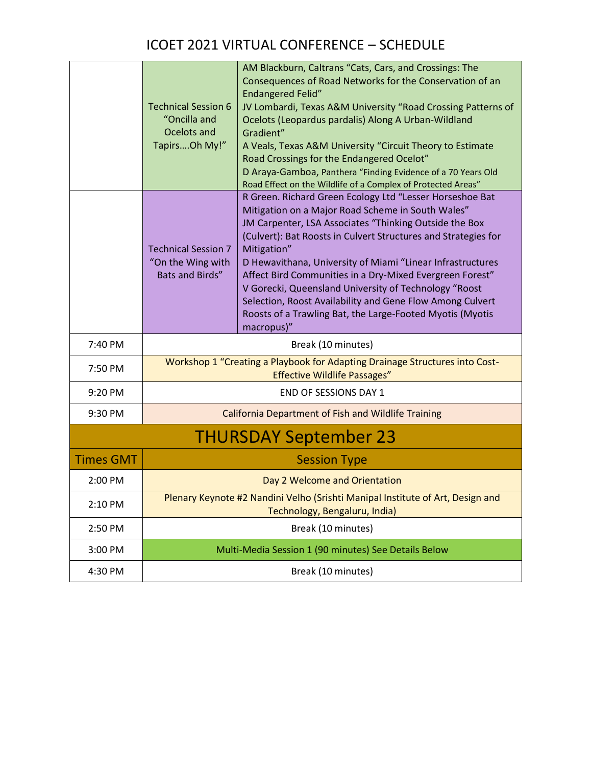# ICOET 2021 VIRTUAL CONFERENCE – SCHEDULE

| | | |
|---|---|---|
| | Technical Session 6 "Oncilla and Ocelots and Tapirs….Oh My!" | AM Blackburn, Caltrans "Cats, Cars, and Crossings: The Consequences of Road Networks for the Conservation of an Endangered Felid"<br>JV Lombardi, Texas A&M University "Road Crossing Patterns of Ocelots (Leopardus pardalis) Along A Urban-Wildland Gradient"<br>A Veals, Texas A&M University "Circuit Theory to Estimate Road Crossings for the Endangered Ocelot"<br>D Araya-Gamboa, Panthera "Finding Evidence of a 70 Years Old Road Effect on the Wildlife of a Complex of Protected Areas" |
| | Technical Session 7 "On the Wing with Bats and Birds" | R Green. Richard Green Ecology Ltd "Lesser Horseshoe Bat Mitigation on a Major Road Scheme in South Wales"<br>JM Carpenter, LSA Associates "Thinking Outside the Box (Culvert): Bat Roosts in Culvert Structures and Strategies for Mitigation"<br>D Hewavithana, University of Miami "Linear Infrastructures Affect Bird Communities in a Dry-Mixed Evergreen Forest"<br>V Gorecki, Queensland University of Technology "Roost Selection, Roost Availability and Gene Flow Among Culvert Roosts of a Trawling Bat, the Large-Footed Myotis (Myotis macropus)" |
| 7:40 PM | Break (10 minutes) | |
| 7:50 PM | Workshop 1 "Creating a Playbook for Adapting Drainage Structures into Cost-Effective Wildlife Passages" | |
| 9:20 PM | END OF SESSIONS DAY 1 | |
| 9:30 PM | California Department of Fish and Wildlife Training | |

## THURSDAY September 23

| Times GMT | Session Type |
|---|---|
| 2:00 PM | Day 2 Welcome and Orientation |
| 2:10 PM | Plenary Keynote #2 Nandini Velho (Srishti Manipal Institute of Art, Design and Technology, Bengaluru, India) |
| 2:50 PM | Break (10 minutes) |
| 3:00 PM | Multi-Media Session 1 (90 minutes) See Details Below |
| 4:30 PM | Break (10 minutes) |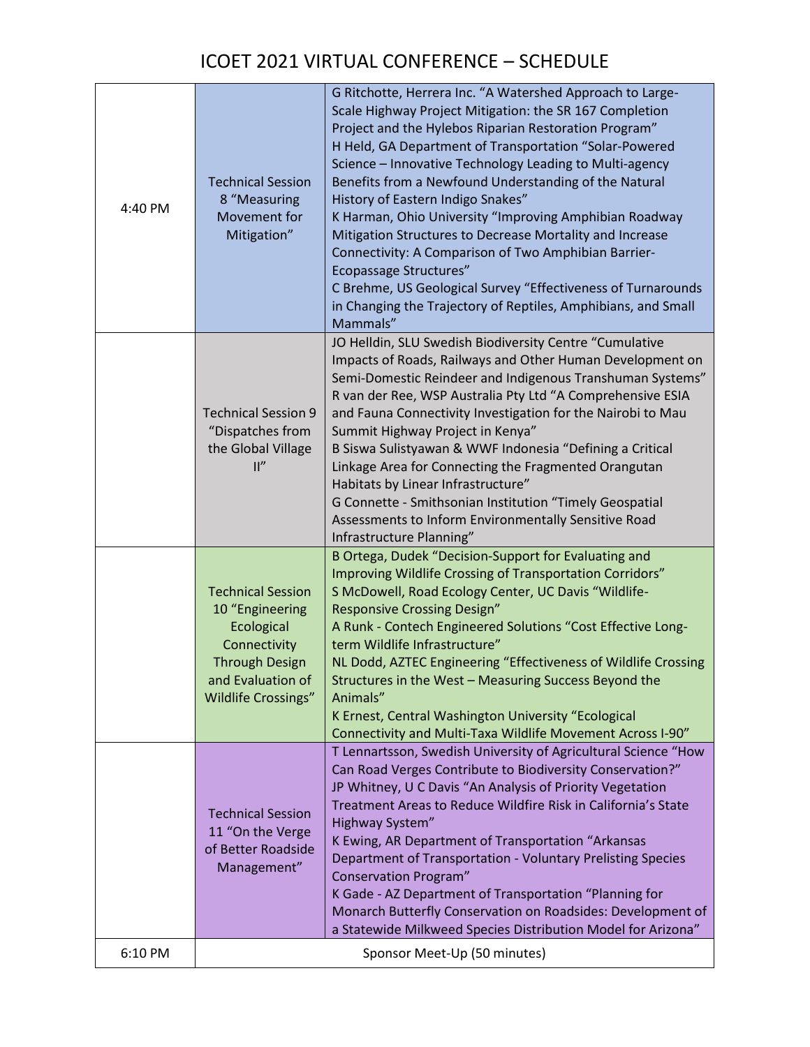# ICOET 2021 VIRTUAL CONFERENCE – SCHEDULE

| | | |
|---|---|---|
| 4:40 PM | Technical Session 8 "Measuring Movement for Mitigation" | G Ritchotte, Herrera Inc. "A Watershed Approach to Large-Scale Highway Project Mitigation: the SR 167 Completion Project and the Hylebos Riparian Restoration Program"<br>H Held, GA Department of Transportation "Solar-Powered Science – Innovative Technology Leading to Multi-agency Benefits from a Newfound Understanding of the Natural History of Eastern Indigo Snakes"<br>K Harman, Ohio University "Improving Amphibian Roadway Mitigation Structures to Decrease Mortality and Increase Connectivity: A Comparison of Two Amphibian Barrier-Ecopassage Structures"<br>C Brehme, US Geological Survey "Effectiveness of Turnarounds in Changing the Trajectory of Reptiles, Amphibians, and Small Mammals" |
| | Technical Session 9 "Dispatches from the Global Village II" | JO Helldin, SLU Swedish Biodiversity Centre "Cumulative Impacts of Roads, Railways and Other Human Development on Semi-Domestic Reindeer and Indigenous Transhuman Systems"<br>R van der Ree, WSP Australia Pty Ltd "A Comprehensive ESIA and Fauna Connectivity Investigation for the Nairobi to Mau Summit Highway Project in Kenya"<br>B Siswa Sulistyawan & WWF Indonesia "Defining a Critical Linkage Area for Connecting the Fragmented Orangutan Habitats by Linear Infrastructure"<br>G Connette - Smithsonian Institution "Timely Geospatial Assessments to Inform Environmentally Sensitive Road Infrastructure Planning" |
| | Technical Session 10 "Engineering Ecological Connectivity Through Design and Evaluation of Wildlife Crossings" | B Ortega, Dudek "Decision-Support for Evaluating and Improving Wildlife Crossing of Transportation Corridors"<br>S McDowell, Road Ecology Center, UC Davis "Wildlife-Responsive Crossing Design"<br>A Runk - Contech Engineered Solutions "Cost Effective Long-term Wildlife Infrastructure"<br>NL Dodd, AZTEC Engineering "Effectiveness of Wildlife Crossing Structures in the West – Measuring Success Beyond the Animals"<br>K Ernest, Central Washington University "Ecological Connectivity and Multi-Taxa Wildlife Movement Across I-90" |
| | Technical Session 11 "On the Verge of Better Roadside Management" | T Lennartsson, Swedish University of Agricultural Science "How Can Road Verges Contribute to Biodiversity Conservation?"<br>JP Whitney, U C Davis "An Analysis of Priority Vegetation Treatment Areas to Reduce Wildfire Risk in California's State Highway System"<br>K Ewing, AR Department of Transportation "Arkansas Department of Transportation - Voluntary Prelisting Species Conservation Program"<br>K Gade - AZ Department of Transportation "Planning for Monarch Butterfly Conservation on Roadsides: Development of a Statewide Milkweed Species Distribution Model for Arizona" |
| 6:10 PM | Sponsor Meet-Up (50 minutes) | |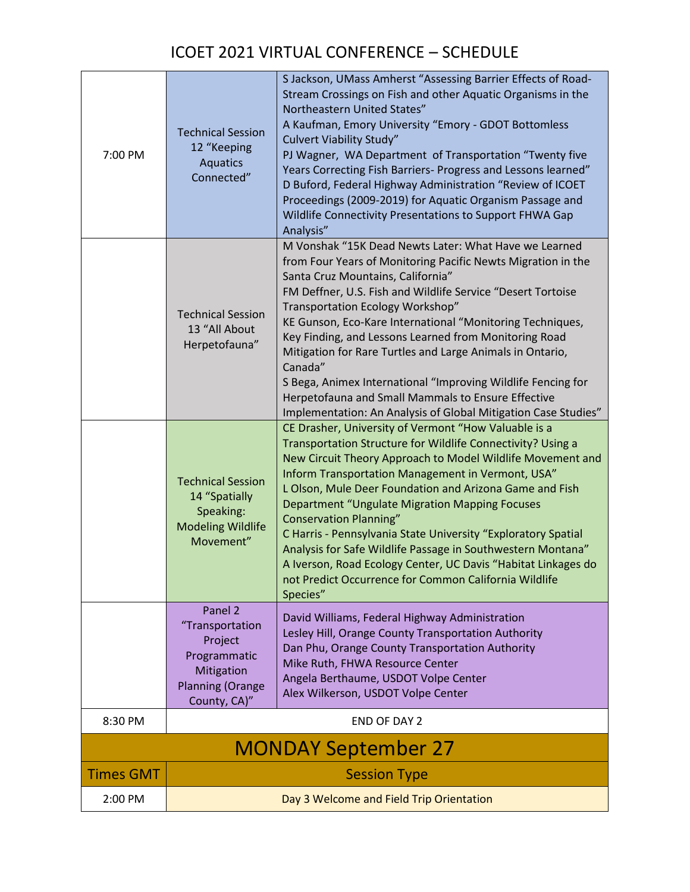# ICOET 2021 VIRTUAL CONFERENCE – SCHEDULE

| | | |
|---|---|---|
| 7:00 PM | Technical Session 12 "Keeping Aquatics Connected" | S Jackson, UMass Amherst "Assessing Barrier Effects of Road-Stream Crossings on Fish and other Aquatic Organisms in the Northeastern United States"<br>A Kaufman, Emory University "Emory - GDOT Bottomless Culvert Viability Study"<br>PJ Wagner, WA Department of Transportation "Twenty five Years Correcting Fish Barriers- Progress and Lessons learned"<br>D Buford, Federal Highway Administration "Review of ICOET Proceedings (2009-2019) for Aquatic Organism Passage and Wildlife Connectivity Presentations to Support FHWA Gap Analysis" |
| | Technical Session 13 "All About Herpetofauna" | M Vonshak "15K Dead Newts Later: What Have we Learned from Four Years of Monitoring Pacific Newts Migration in the Santa Cruz Mountains, California"<br>FM Deffner, U.S. Fish and Wildlife Service "Desert Tortoise Transportation Ecology Workshop"<br>KE Gunson, Eco-Kare International "Monitoring Techniques, Key Finding, and Lessons Learned from Monitoring Road Mitigation for Rare Turtles and Large Animals in Ontario, Canada"<br>S Bega, Animex International "Improving Wildlife Fencing for Herpetofauna and Small Mammals to Ensure Effective Implementation: An Analysis of Global Mitigation Case Studies" |
| | Technical Session 14 "Spatially Speaking: Modeling Wildlife Movement" | CE Drasher, University of Vermont "How Valuable is a Transportation Structure for Wildlife Connectivity? Using a New Circuit Theory Approach to Model Wildlife Movement and Inform Transportation Management in Vermont, USA"<br>L Olson, Mule Deer Foundation and Arizona Game and Fish Department "Ungulate Migration Mapping Focuses Conservation Planning"<br>C Harris - Pennsylvania State University "Exploratory Spatial Analysis for Safe Wildlife Passage in Southwestern Montana"<br>A Iverson, Road Ecology Center, UC Davis "Habitat Linkages do not Predict Occurrence for Common California Wildlife Species" |
| | Panel 2 "Transportation Project Programmatic Mitigation Planning (Orange County, CA)" | David Williams, Federal Highway Administration<br>Lesley Hill, Orange County Transportation Authority<br>Dan Phu, Orange County Transportation Authority<br>Mike Ruth, FHWA Resource Center<br>Angela Berthaume, USDOT Volpe Center<br>Alex Wilkerson, USDOT Volpe Center |
| 8:30 PM | END OF DAY 2 | |

## MONDAY September 27

| Times GMT | Session Type |
|---|---|
| 2:00 PM | Day 3 Welcome and Field Trip Orientation |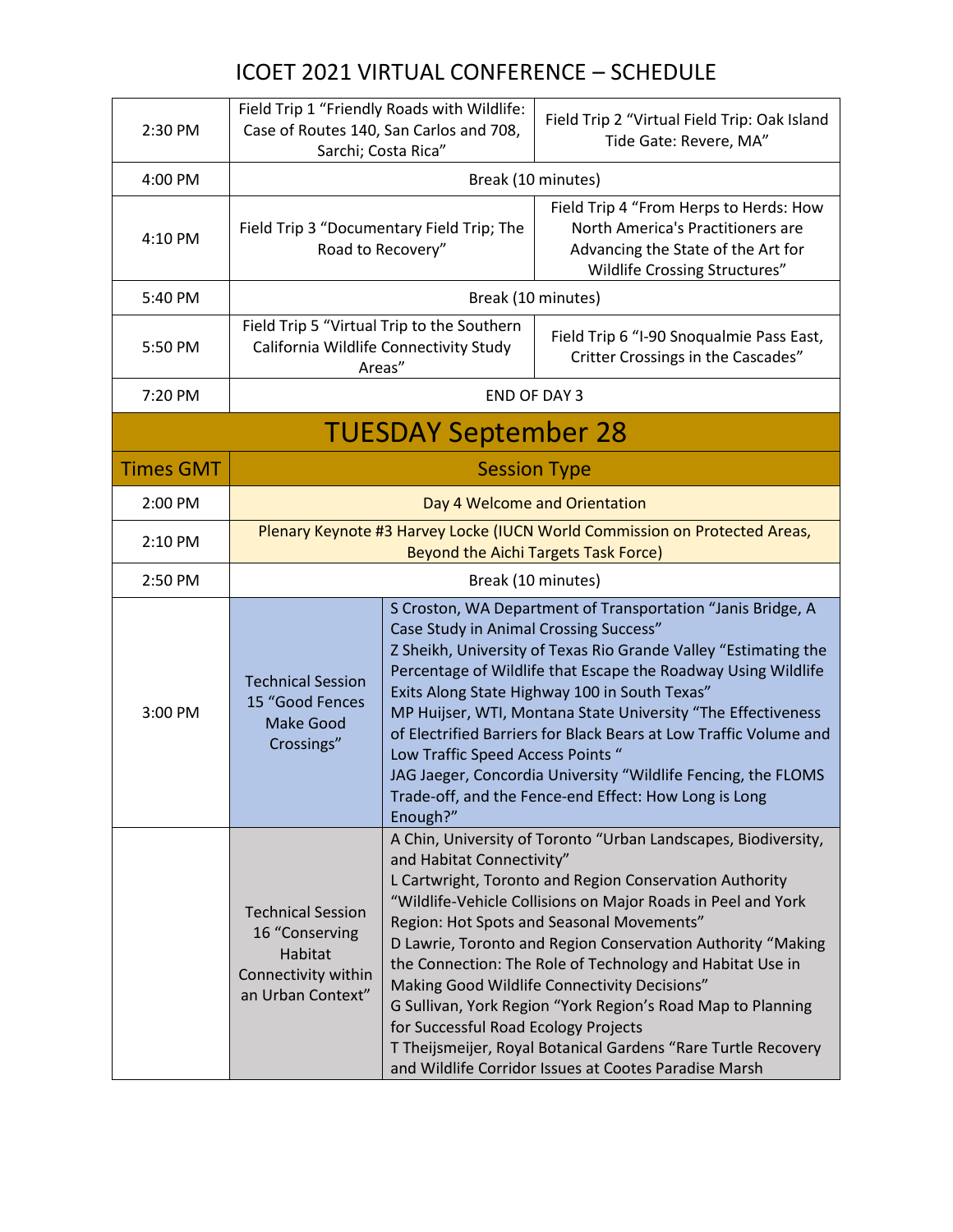# ICOET 2021 VIRTUAL CONFERENCE – SCHEDULE

| | | |
|---|---|---|
| 2:30 PM | Field Trip 1 "Friendly Roads with Wildlife: Case of Routes 140, San Carlos and 708, Sarchi; Costa Rica" | Field Trip 2 "Virtual Field Trip: Oak Island Tide Gate: Revere, MA" |
| 4:00 PM | Break (10 minutes) | |
| 4:10 PM | Field Trip 3 "Documentary Field Trip; The Road to Recovery" | Field Trip 4 "From Herps to Herds: How North America's Practitioners are Advancing the State of the Art for Wildlife Crossing Structures" |
| 5:40 PM | Break (10 minutes) | |
| 5:50 PM | Field Trip 5 "Virtual Trip to the Southern California Wildlife Connectivity Study Areas" | Field Trip 6 "I-90 Snoqualmie Pass East, Critter Crossings in the Cascades" |
| 7:20 PM | END OF DAY 3 | |

## TUESDAY September 28

| Times GMT | Session Type | |
|---|---|---|
| 2:00 PM | Day 4 Welcome and Orientation | |
| 2:10 PM | Plenary Keynote #3 Harvey Locke (IUCN World Commission on Protected Areas, Beyond the Aichi Targets Task Force) | |
| 2:50 PM | Break (10 minutes) | |
| 3:00 PM | Technical Session 15 "Good Fences Make Good Crossings" | S Croston, WA Department of Transportation "Janis Bridge, A Case Study in Animal Crossing Success"<br>Z Sheikh, University of Texas Rio Grande Valley "Estimating the Percentage of Wildlife that Escape the Roadway Using Wildlife Exits Along State Highway 100 in South Texas"<br>MP Huijser, WTI, Montana State University "The Effectiveness of Electrified Barriers for Black Bears at Low Traffic Volume and Low Traffic Speed Access Points "<br>JAG Jaeger, Concordia University "Wildlife Fencing, the FLOMS Trade-off, and the Fence-end Effect: How Long is Long Enough?" |
| | Technical Session 16 "Conserving Habitat Connectivity within an Urban Context" | A Chin, University of Toronto "Urban Landscapes, Biodiversity, and Habitat Connectivity"<br>L Cartwright, Toronto and Region Conservation Authority "Wildlife-Vehicle Collisions on Major Roads in Peel and York Region: Hot Spots and Seasonal Movements"<br>D Lawrie, Toronto and Region Conservation Authority "Making the Connection: The Role of Technology and Habitat Use in Making Good Wildlife Connectivity Decisions"<br>G Sullivan, York Region "York Region's Road Map to Planning for Successful Road Ecology Projects<br>T Theijsmeijer, Royal Botanical Gardens "Rare Turtle Recovery and Wildlife Corridor Issues at Cootes Paradise Marsh |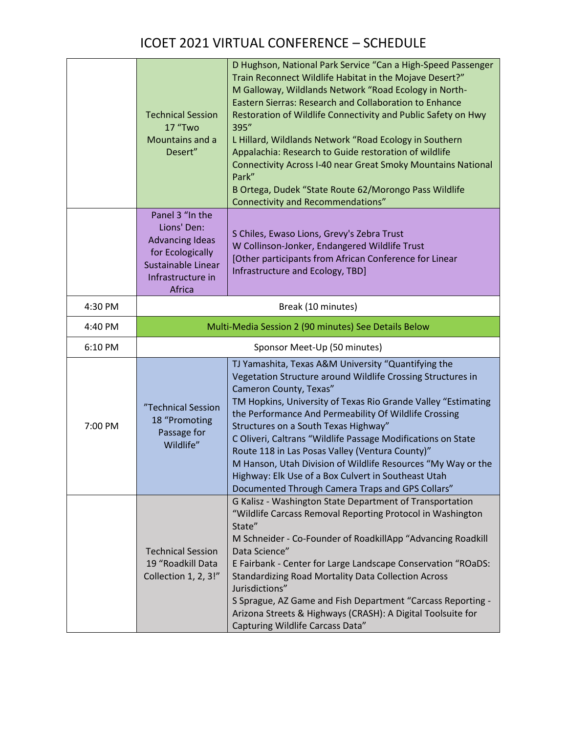# ICOET 2021 VIRTUAL CONFERENCE – SCHEDULE

| | | |
|---|---|---|
| | Technical Session 17 "Two Mountains and a Desert" | D Hughson, National Park Service "Can a High-Speed Passenger Train Reconnect Wildlife Habitat in the Mojave Desert?"<br>M Galloway, Wildlands Network "Road Ecology in North-Eastern Sierras: Research and Collaboration to Enhance Restoration of Wildlife Connectivity and Public Safety on Hwy 395"<br>L Hillard, Wildlands Network "Road Ecology in Southern Appalachia: Research to Guide restoration of wildlife Connectivity Across I-40 near Great Smoky Mountains National Park"<br>B Ortega, Dudek "State Route 62/Morongo Pass Wildlife Connectivity and Recommendations" |
| | Panel 3 "In the Lions' Den: Advancing Ideas for Ecologically Sustainable Linear Infrastructure in Africa | S Chiles, Ewaso Lions, Grevy's Zebra Trust<br>W Collinson-Jonker, Endangered Wildlife Trust<br>[Other participants from African Conference for Linear Infrastructure and Ecology, TBD] |
| 4:30 PM | Break (10 minutes) | |
| 4:40 PM | Multi-Media Session 2 (90 minutes) See Details Below | |
| 6:10 PM | Sponsor Meet-Up (50 minutes) | |
| 7:00 PM | "Technical Session 18 "Promoting Passage for Wildlife" | TJ Yamashita, Texas A&M University "Quantifying the Vegetation Structure around Wildlife Crossing Structures in Cameron County, Texas"<br>TM Hopkins, University of Texas Rio Grande Valley "Estimating the Performance And Permeability Of Wildlife Crossing Structures on a South Texas Highway"<br>C Oliveri, Caltrans "Wildlife Passage Modifications on State Route 118 in Las Posas Valley (Ventura County)"<br>M Hanson, Utah Division of Wildlife Resources "My Way or the Highway: Elk Use of a Box Culvert in Southeast Utah Documented Through Camera Traps and GPS Collars" |
| | Technical Session 19 "Roadkill Data Collection 1, 2, 3!" | G Kalisz - Washington State Department of Transportation "Wildlife Carcass Removal Reporting Protocol in Washington State"<br>M Schneider - Co-Founder of RoadkillApp "Advancing Roadkill Data Science"<br>E Fairbank - Center for Large Landscape Conservation "ROaDS: Standardizing Road Mortality Data Collection Across Jurisdictions"<br>S Sprague, AZ Game and Fish Department "Carcass Reporting - Arizona Streets & Highways (CRASH): A Digital Toolsuite for Capturing Wildlife Carcass Data" |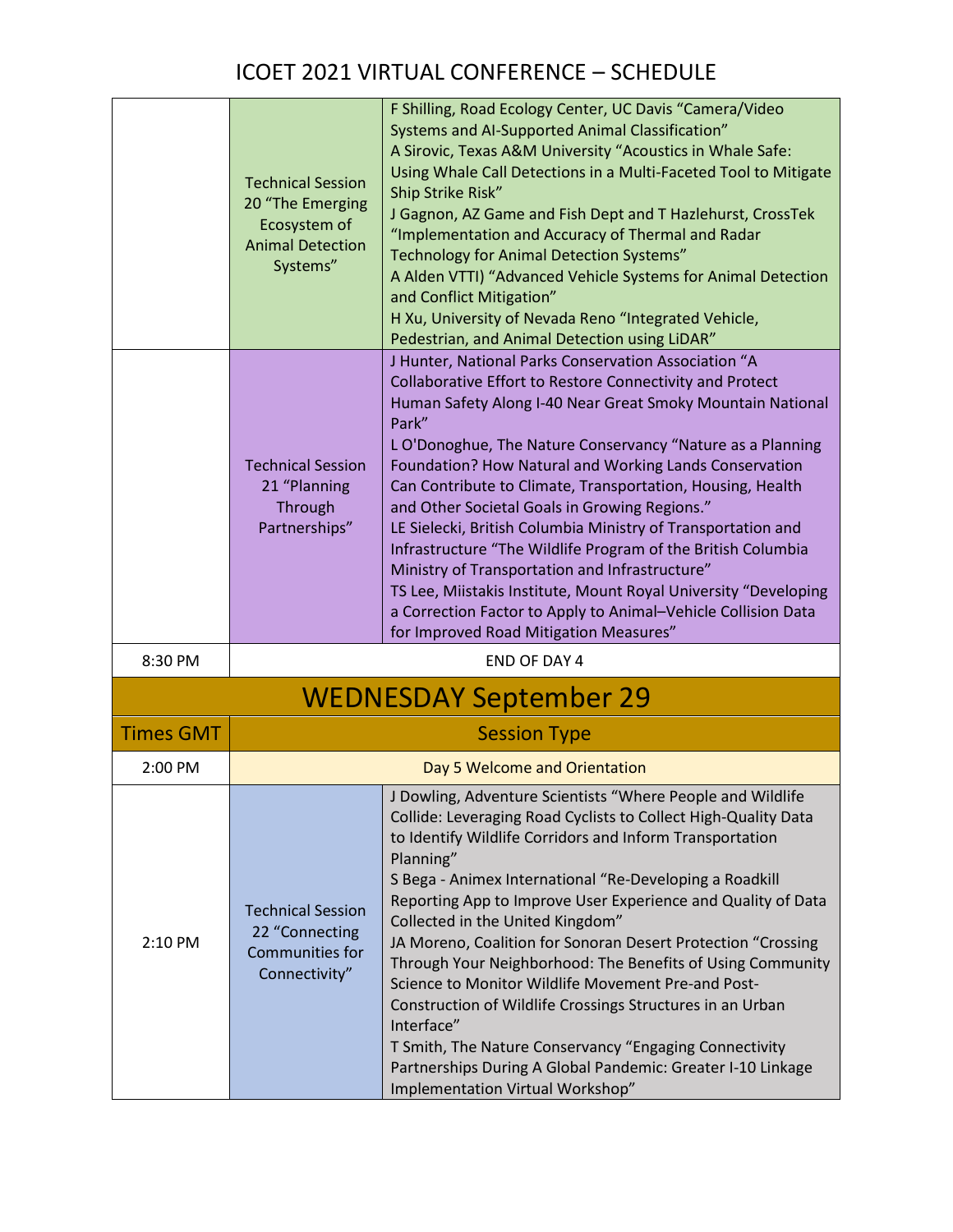# ICOET 2021 VIRTUAL CONFERENCE – SCHEDULE

| | | |
|---|---|---|
| | Technical Session 20 “The Emerging Ecosystem of Animal Detection Systems” | F Shilling, Road Ecology Center, UC Davis “Camera/Video Systems and AI-Supported Animal Classification”<br>A Sirovic, Texas A&M University “Acoustics in Whale Safe: Using Whale Call Detections in a Multi-Faceted Tool to Mitigate Ship Strike Risk”<br>J Gagnon, AZ Game and Fish Dept and T Hazlehurst, CrossTek “Implementation and Accuracy of Thermal and Radar Technology for Animal Detection Systems”<br>A Alden VTTI) “Advanced Vehicle Systems for Animal Detection and Conflict Mitigation”<br>H Xu, University of Nevada Reno “Integrated Vehicle, Pedestrian, and Animal Detection using LiDAR” |
| | Technical Session 21 “Planning Through Partnerships” | J Hunter, National Parks Conservation Association “A Collaborative Effort to Restore Connectivity and Protect Human Safety Along I-40 Near Great Smoky Mountain National Park”<br>L O'Donoghue, The Nature Conservancy “Nature as a Planning Foundation? How Natural and Working Lands Conservation Can Contribute to Climate, Transportation, Housing, Health and Other Societal Goals in Growing Regions.”<br>LE Sielecki, British Columbia Ministry of Transportation and Infrastructure “The Wildlife Program of the British Columbia Ministry of Transportation and Infrastructure”<br>TS Lee, Miistakis Institute, Mount Royal University “Developing a Correction Factor to Apply to Animal–Vehicle Collision Data for Improved Road Mitigation Measures” |
| 8:30 PM | END OF DAY 4 | |

## WEDNESDAY September 29

| Times GMT | Session Type | |
|---|---|---|
| 2:00 PM | Day 5 Welcome and Orientation | |
| 2:10 PM | Technical Session 22 “Connecting Communities for Connectivity” | J Dowling, Adventure Scientists “Where People and Wildlife Collide: Leveraging Road Cyclists to Collect High-Quality Data to Identify Wildlife Corridors and Inform Transportation Planning”<br>S Bega - Animex International “Re-Developing a Roadkill Reporting App to Improve User Experience and Quality of Data Collected in the United Kingdom”<br>JA Moreno, Coalition for Sonoran Desert Protection “Crossing Through Your Neighborhood: The Benefits of Using Community Science to Monitor Wildlife Movement Pre-and Post-Construction of Wildlife Crossings Structures in an Urban Interface”<br>T Smith, The Nature Conservancy “Engaging Connectivity Partnerships During A Global Pandemic: Greater I-10 Linkage Implementation Virtual Workshop” |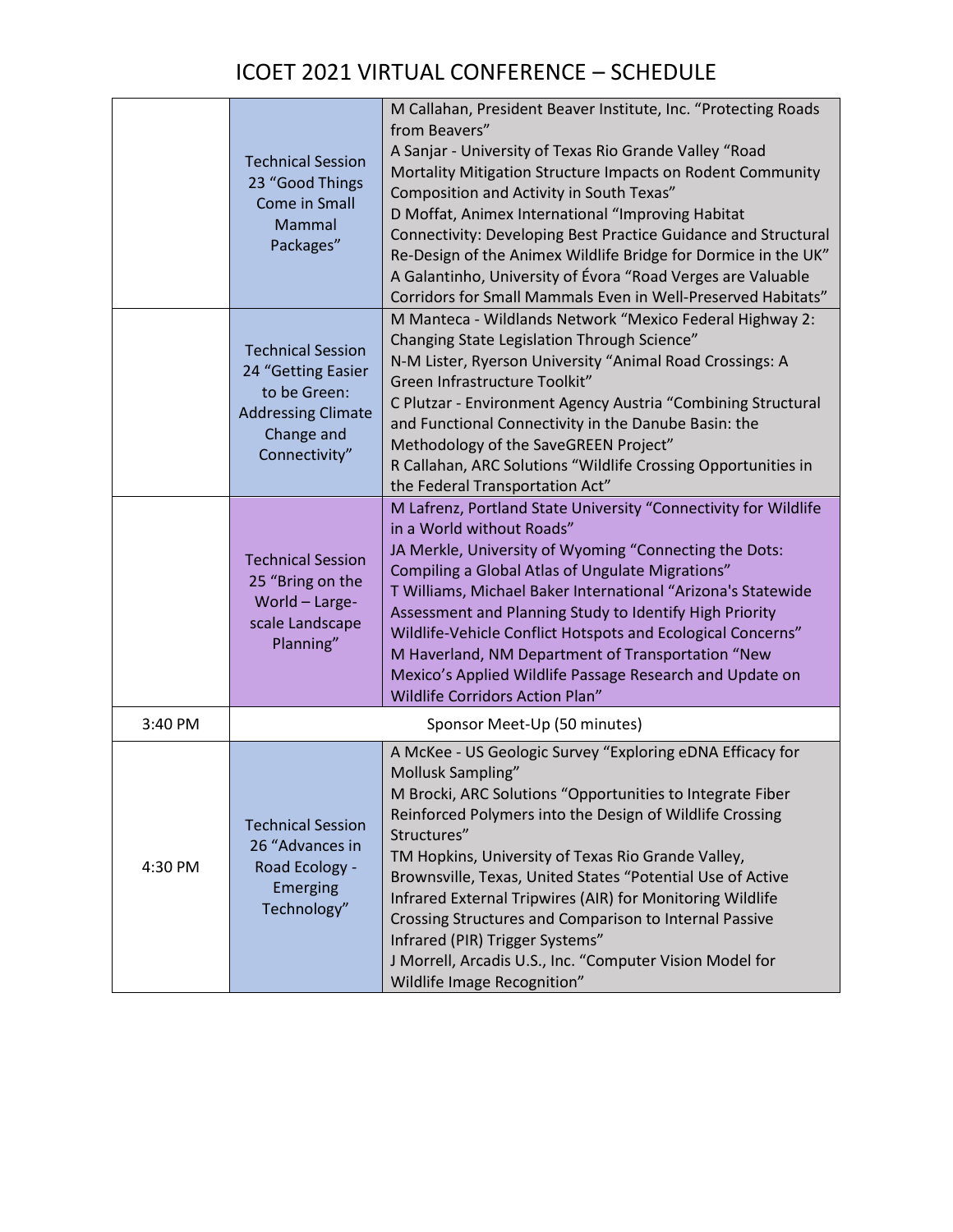# ICOET 2021 VIRTUAL CONFERENCE – SCHEDULE

| | | |
|---|---|---|
| | Technical Session 23 "Good Things Come in Small Mammal Packages" | M Callahan, President Beaver Institute, Inc. "Protecting Roads from Beavers"<br>A Sanjar - University of Texas Rio Grande Valley "Road Mortality Mitigation Structure Impacts on Rodent Community Composition and Activity in South Texas"<br>D Moffat, Animex International "Improving Habitat Connectivity: Developing Best Practice Guidance and Structural Re-Design of the Animex Wildlife Bridge for Dormice in the UK"<br>A Galantinho, University of Évora "Road Verges are Valuable Corridors for Small Mammals Even in Well-Preserved Habitats" |
| | Technical Session 24 "Getting Easier to be Green: Addressing Climate Change and Connectivity" | M Manteca - Wildlands Network "Mexico Federal Highway 2: Changing State Legislation Through Science"<br>N-M Lister, Ryerson University "Animal Road Crossings: A Green Infrastructure Toolkit"<br>C Plutzar - Environment Agency Austria "Combining Structural and Functional Connectivity in the Danube Basin: the Methodology of the SaveGREEN Project"<br>R Callahan, ARC Solutions "Wildlife Crossing Opportunities in the Federal Transportation Act" |
| | Technical Session 25 "Bring on the World – Large-scale Landscape Planning" | M Lafrenz, Portland State University "Connectivity for Wildlife in a World without Roads"<br>JA Merkle, University of Wyoming "Connecting the Dots: Compiling a Global Atlas of Ungulate Migrations"<br>T Williams, Michael Baker International "Arizona's Statewide Assessment and Planning Study to Identify High Priority Wildlife-Vehicle Conflict Hotspots and Ecological Concerns"<br>M Haverland, NM Department of Transportation "New Mexico's Applied Wildlife Passage Research and Update on Wildlife Corridors Action Plan" |
| 3:40 PM | Sponsor Meet-Up (50 minutes) | |
| 4:30 PM | Technical Session 26 "Advances in Road Ecology - Emerging Technology" | A McKee - US Geologic Survey "Exploring eDNA Efficacy for Mollusk Sampling"<br>M Brocki, ARC Solutions "Opportunities to Integrate Fiber Reinforced Polymers into the Design of Wildlife Crossing Structures"<br>TM Hopkins, University of Texas Rio Grande Valley, Brownsville, Texas, United States "Potential Use of Active Infrared External Tripwires (AIR) for Monitoring Wildlife Crossing Structures and Comparison to Internal Passive Infrared (PIR) Trigger Systems"<br>J Morrell, Arcadis U.S., Inc. "Computer Vision Model for Wildlife Image Recognition" |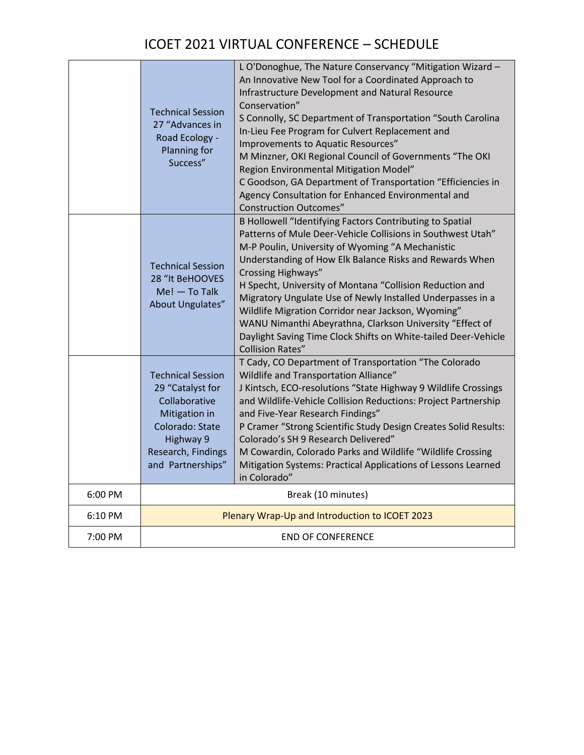# ICOET 2021 VIRTUAL CONFERENCE – SCHEDULE

| | | |
|---|---|---|
| | Technical Session 27 "Advances in Road Ecology - Planning for Success" | L O'Donoghue, The Nature Conservancy "Mitigation Wizard – An Innovative New Tool for a Coordinated Approach to Infrastructure Development and Natural Resource Conservation"<br>S Connolly, SC Department of Transportation "South Carolina In-Lieu Fee Program for Culvert Replacement and Improvements to Aquatic Resources"<br>M Minzner, OKI Regional Council of Governments "The OKI Region Environmental Mitigation Model"<br>C Goodson, GA Department of Transportation "Efficiencies in Agency Consultation for Enhanced Environmental and Construction Outcomes" |
| | Technical Session 28 "It BeHOOVES Me! — To Talk About Ungulates" | B Hollowell "Identifying Factors Contributing to Spatial Patterns of Mule Deer-Vehicle Collisions in Southwest Utah"<br>M-P Poulin, University of Wyoming "A Mechanistic Understanding of How Elk Balance Risks and Rewards When Crossing Highways"<br>H Specht, University of Montana "Collision Reduction and Migratory Ungulate Use of Newly Installed Underpasses in a Wildlife Migration Corridor near Jackson, Wyoming"<br>WANU Nimanthi Abeyrathna, Clarkson University "Effect of Daylight Saving Time Clock Shifts on White-tailed Deer-Vehicle Collision Rates" |
| | Technical Session 29 "Catalyst for Collaborative Mitigation in Colorado: State Highway 9 Research, Findings and Partnerships" | T Cady, CO Department of Transportation "The Colorado Wildlife and Transportation Alliance"<br>J Kintsch, ECO-resolutions "State Highway 9 Wildlife Crossings and Wildlife-Vehicle Collision Reductions: Project Partnership and Five-Year Research Findings"<br>P Cramer "Strong Scientific Study Design Creates Solid Results: Colorado's SH 9 Research Delivered"<br>M Cowardin, Colorado Parks and Wildlife "Wildlife Crossing Mitigation Systems: Practical Applications of Lessons Learned in Colorado" |
| 6:00 PM | Break (10 minutes) | |
| 6:10 PM | Plenary Wrap-Up and Introduction to ICOET 2023 | |
| 7:00 PM | END OF CONFERENCE | |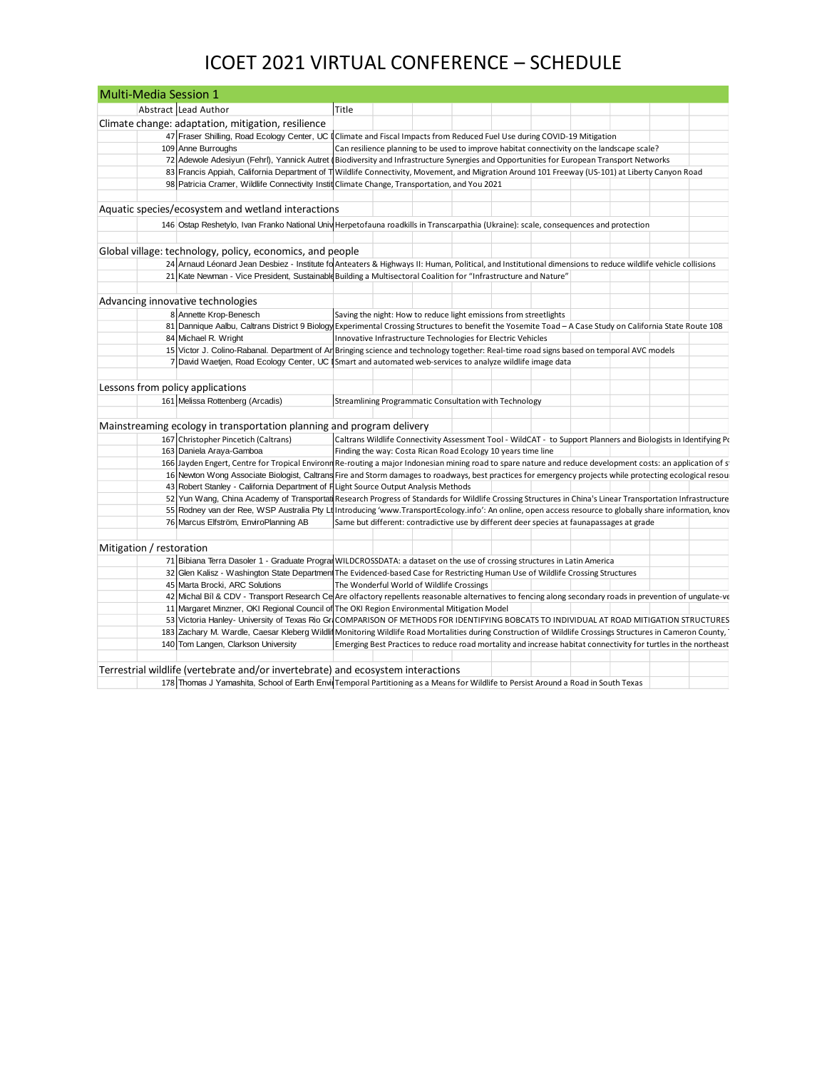# ICOET 2021 VIRTUAL CONFERENCE – SCHEDULE

## Multi-Media Session 1

| Abstract | Lead Author | Title |
|---|---|---|
| **Climate change: adaptation, mitigation, resilience** | | |
| 47 | Fraser Shilling, Road Ecology Center, UC D | Climate and Fiscal Impacts from Reduced Fuel Use during COVID-19 Mitigation |
| 109 | Anne Burroughs | Can resilience planning to be used to improve habitat connectivity on the landscape scale? |
| 72 | Adewole Adesiyun (Fehrl), Yannick Autret ( | Biodiversity and Infrastructure Synergies and Opportunities for European Transport Networks |
| 83 | Francis Appiah, California Department of T | Wildlife Connectivity, Movement, and Migration Around 101 Freeway (US-101) at Liberty Canyon Road |
| 98 | Patricia Cramer, Wildlife Connectivity Instit | Climate Change, Transportation, and You 2021 |
| **Aquatic species/ecosystem and wetland interactions** | | |
| 146 | Ostap Reshetylo, Ivan Franko National Univ | Herpetofauna roadkills in Transcarpathia (Ukraine): scale, consequences and protection |
| **Global village: technology, policy, economics, and people** | | |
| 24 | Arnaud Léonard Jean Desbiez - Institute fo | Anteaters & Highways II: Human, Political, and Institutional dimensions to reduce wildlife vehicle collisions |
| 21 | Kate Newman - Vice President, Sustainable | Building a Multisectoral Coalition for "Infrastructure and Nature" |
| **Advancing innovative technologies** | | |
| 8 | Annette Krop-Benesch | Saving the night: How to reduce light emissions from streetlights |
| 81 | Dannique Aalbu, Caltrans District 9 Biology | Experimental Crossing Structures to benefit the Yosemite Toad – A Case Study on California State Route 108 |
| 84 | Michael R. Wright | Innovative Infrastructure Technologies for Electric Vehicles |
| 15 | Victor J. Colino-Rabanal. Department of Ar | Bringing science and technology together: Real-time road signs based on temporal AVC models |
| 7 | David Waetjen, Road Ecology Center, UC I | Smart and automated web-services to analyze wildlife image data |
| **Lessons from policy applications** | | |
| 161 | Melissa Rottenberg (Arcadis) | Streamlining Programmatic Consultation with Technology |
| **Mainstreaming ecology in transportation planning and program delivery** | | |
| 167 | Christopher Pincetich (Caltrans) | Caltrans Wildlife Connectivity Assessment Tool - WildCAT - to Support Planners and Biologists in Identifying Po |
| 163 | Daniela Araya-Gamboa | Finding the way: Costa Rican Road Ecology 10 years time line |
| 166 | Jayden Engert, Centre for Tropical Environm | Re-routing a major Indonesian mining road to spare nature and reduce development costs: an application of s |
| 16 | Newton Wong Associate Biologist, Caltrans | Fire and Storm damages to roadways, best practices for emergency projects while protecting ecological resou |
| 43 | Robert Stanley - California Department of F | Light Source Output Analysis Methods |
| 52 | Yun Wang, China Academy of Transportati | Research Progress of Standards for Wildlife Crossing Structures in China's Linear Transportation Infrastructure |
| 55 | Rodney van der Ree, WSP Australia Pty Lt | Introducing 'www.TransportEcology.info': An online, open access resource to globally share information, know |
| 76 | Marcus Elfström, EnviroPlanning AB | Same but different: contradictive use by different deer species at faunapassages at grade |
| **Mitigation / restoration** | | |
| 71 | Bibiana Terra Dasoler 1 - Graduate Progra | WILDCROSSDATA: a dataset on the use of crossing structures in Latin America |
| 32 | Glen Kalisz - Washington State Department | The Evidenced-based Case for Restricting Human Use of Wildlife Crossing Structures |
| 45 | Marta Brocki, ARC Solutions | The Wonderful World of Wildlife Crossings |
| 42 | Michal Bíl & CDV - Transport Research Ce | Are olfactory repellents reasonable alternatives to fencing along secondary roads in prevention of ungulate-ve |
| 11 | Margaret Minzner, OKI Regional Council of | The OKI Region Environmental Mitigation Model |
| 53 | Victoria Hanley- University of Texas Rio Gr | COMPARISON OF METHODS FOR IDENTIFYING BOBCATS TO INDIVIDUAL AT ROAD MITIGATION STRUCTURES |
| 183 | Zachary M. Wardle, Caesar Kleberg Wildli | Monitoring Wildlife Road Mortalities during Construction of Wildlife Crossings Structures in Cameron County, |
| 140 | Tom Langen, Clarkson University | Emerging Best Practices to reduce road mortality and increase habitat connectivity for turtles in the northeast |
| **Terrestrial wildlife (vertebrate and/or invertebrate) and ecosystem interactions** | | |
| 178 | Thomas J Yamashita, School of Earth Envi | Temporal Partitioning as a Means for Wildlife to Persist Around a Road in South Texas |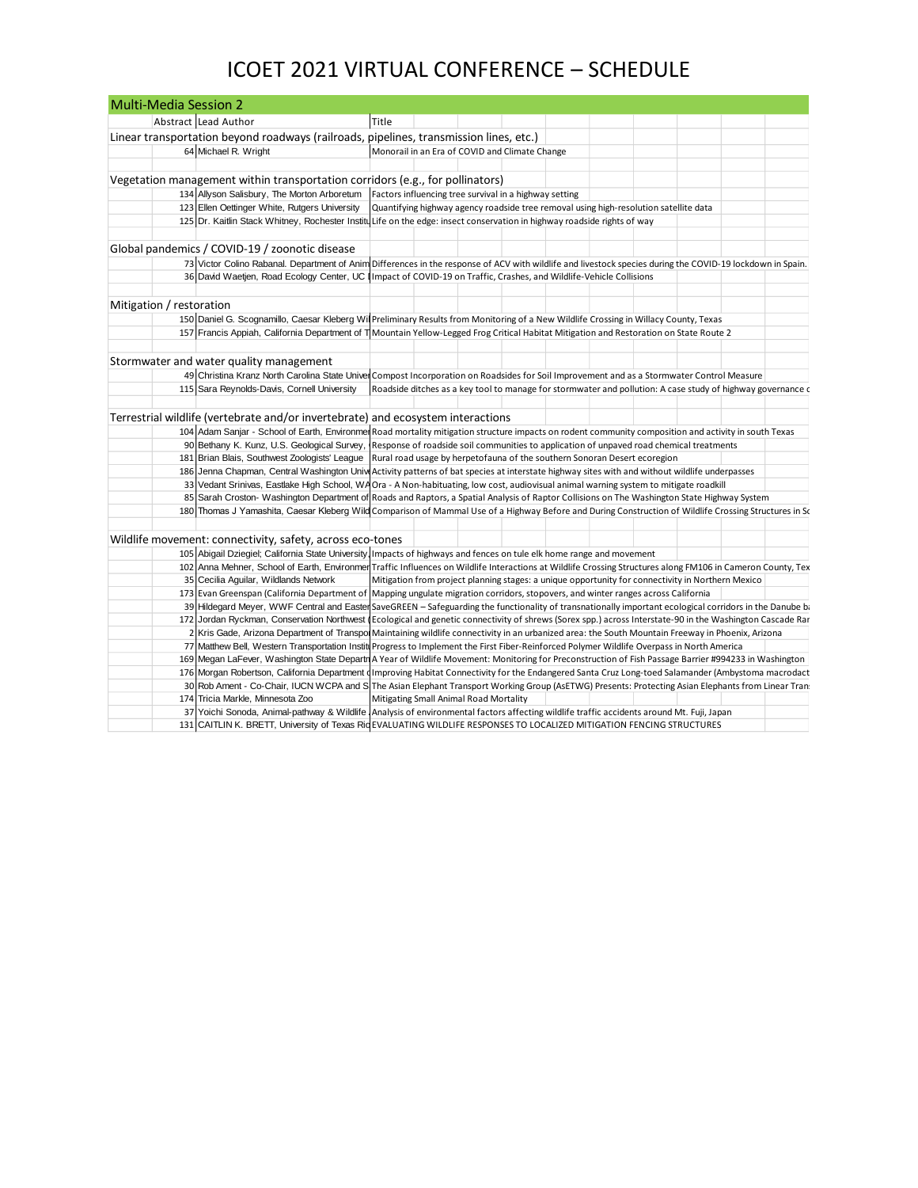# ICOET 2021 VIRTUAL CONFERENCE – SCHEDULE

## Multi-Media Session 2

| Abstract | Lead Author | Title |
|---|---|---|
| **Linear transportation beyond roadways (railroads, pipelines, transmission lines, etc.)** | | |
| 64 | Michael R. Wright | Monorail in an Era of COVID and Climate Change |
| | | |
| **Vegetation management within transportation corridors (e.g., for pollinators)** | | |
| 134 | Allyson Salisbury, The Morton Arboretum | Factors influencing tree survival in a highway setting |
| 123 | Ellen Oettinger White, Rutgers University | Quantifying highway agency roadside tree removal using high-resolution satellite data |
| 125 | Dr. Kaitlin Stack Whitney, Rochester Institu | Life on the edge: insect conservation in highway roadside rights of way |
| | | |
| **Global pandemics / COVID-19 / zoonotic disease** | | |
| 73 | Victor Colino Rabanal. Department of Anim | Differences in the response of ACV with wildlife and livestock species during the COVID-19 lockdown in Spain. |
| 36 | David Waetjen, Road Ecology Center, UC I | Impact of COVID-19 on Traffic, Crashes, and Wildlife-Vehicle Collisions |
| | | |
| **Mitigation / restoration** | | |
| 150 | Daniel G. Scognamillo, Caesar Kleberg Wil | Preliminary Results from Monitoring of a New Wildlife Crossing in Willacy County, Texas |
| 157 | Francis Appiah, California Department of T | Mountain Yellow-Legged Frog Critical Habitat Mitigation and Restoration on State Route 2 |
| | | |
| **Stormwater and water quality management** | | |
| 49 | Christina Kranz North Carolina State Univer | Compost Incorporation on Roadsides for Soil Improvement and as a Stormwater Control Measure |
| 115 | Sara Reynolds-Davis, Cornell University | Roadside ditches as a key tool to manage for stormwater and pollution: A case study of highway governance c |
| | | |
| **Terrestrial wildlife (vertebrate and/or invertebrate) and ecosystem interactions** | | |
| 104 | Adam Sanjar - School of Earth, Environmer | Road mortality mitigation structure impacts on rodent community composition and activity in south Texas |
| 90 | Bethany K. Kunz, U.S. Geological Survey, | Response of roadside soil communities to application of unpaved road chemical treatments |
| 181 | Brian Blais, Southwest Zoologists' League | Rural road usage by herpetofauna of the southern Sonoran Desert ecoregion |
| 186 | Jenna Chapman, Central Washington Univ | Activity patterns of bat species at interstate highway sites with and without wildlife underpasses |
| 33 | Vedant Srinivas, Eastlake High School, WA | Ora - A Non-habituating, low cost, audiovisual animal warning system to mitigate roadkill |
| 85 | Sarah Croston- Washington Department of | Roads and Raptors, a Spatial Analysis of Raptor Collisions on The Washington State Highway System |
| 180 | Thomas J Yamashita, Caesar Kleberg Wild | Comparison of Mammal Use of a Highway Before and During Construction of Wildlife Crossing Structures in Sc |
| | | |
| **Wildlife movement: connectivity, safety, across eco-tones** | | |
| 105 | Abigail Dziegiel; California State University | Impacts of highways and fences on tule elk home range and movement |
| 102 | Anna Mehner, School of Earth, Environmer | Traffic Influences on Wildlife Interactions at Wildlife Crossing Structures along FM106 in Cameron County, Tex |
| 35 | Cecilia Aguilar, Wildlands Network | Mitigation from project planning stages: a unique opportunity for connectivity in Northern Mexico |
| 173 | Evan Greenspan (California Department of | Mapping ungulate migration corridors, stopovers, and winter ranges across California |
| 39 | Hildegard Meyer, WWF Central and Easter | SaveGREEN – Safeguarding the functionality of transnationally important ecological corridors in the Danube ba |
| 172 | Jordan Ryckman, Conservation Northwest ( | Ecological and genetic connectivity of shrews (Sorex spp.) across Interstate-90 in the Washington Cascade Rar |
| 2 | Kris Gade, Arizona Department of Transpo | Maintaining wildlife connectivity in an urbanized area: the South Mountain Freeway in Phoenix, Arizona |
| 77 | Matthew Bell, Western Transportation Institu | Progress to Implement the First Fiber-Reinforced Polymer Wildlife Overpass in North America |
| 169 | Megan LaFever, Washington State Departn | A Year of Wildlife Movement: Monitoring for Preconstruction of Fish Passage Barrier #994233 in Washington |
| 176 | Morgan Robertson, California Department c | Improving Habitat Connectivity for the Endangered Santa Cruz Long-toed Salamander (Ambystoma macrodact |
| 30 | Rob Ament - Co-Chair, IUCN WCPA and S | The Asian Elephant Transport Working Group (AsETWG) Presents: Protecting Asian Elephants from Linear Tran: |
| 174 | Tricia Markle, Minnesota Zoo | Mitigating Small Animal Road Mortality |
| 37 | Yoichi Sonoda, Animal-pathway & Wildlife | Analysis of environmental factors affecting wildlife traffic accidents around Mt. Fuji, Japan |
| 131 | CAITLIN K. BRETT, University of Texas Rio | EVALUATING WILDLIFE RESPONSES TO LOCALIZED MITIGATION FENCING STRUCTURES |